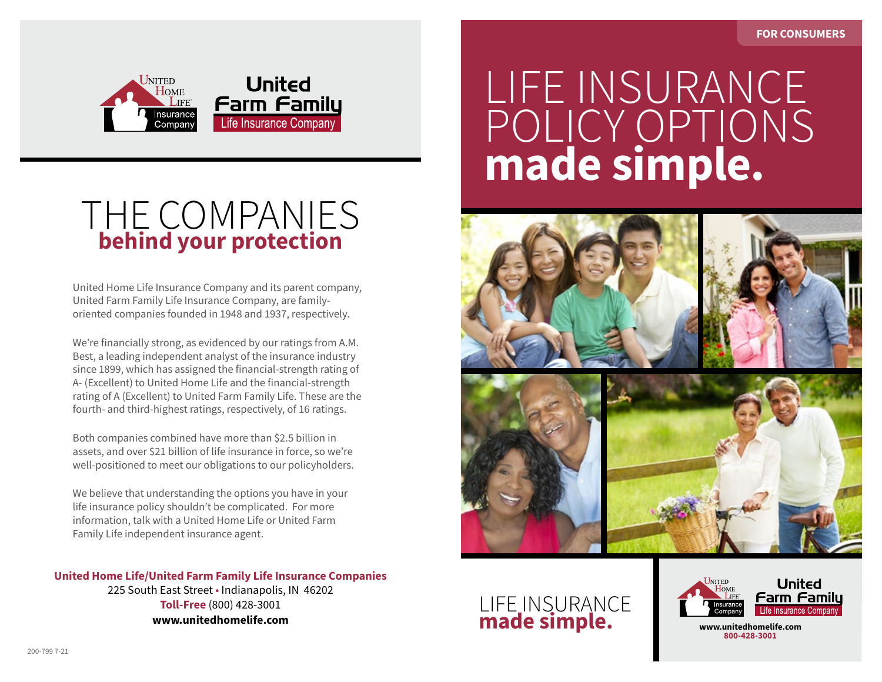United Home Life Insurance Company | United Farm Family Life Insurance Company

# THE COMPANIES behind your protection

United Home Life Insurance Company and its parent company, United Farm Family Life Insurance Company, are family-oriented companies founded in 1948 and 1937, respectively.

We're financially strong, as evidenced by our ratings from A.M. Best, a leading independent analyst of the insurance industry since 1899, which has assigned the financial-strength rating of A- (Excellent) to United Home Life and the financial-strength rating of A (Excellent) to United Farm Family Life. These are the fourth- and third-highest ratings, respectively, of 16 ratings.

Both companies combined have more than $2.5 billion in assets, and over $21 billion of life insurance in force, so we're well-positioned to meet our obligations to our policyholders.

We believe that understanding the options you have in your life insurance policy shouldn't be complicated. For more information, talk with a United Home Life or United Farm Family Life independent insurance agent.

**United Home Life/United Farm Family Life Insurance Companies**
225 South East Street • Indianapolis, IN 46202
**Toll-Free** (800) 428-3001
**www.unitedhomelife.com**

200-799 7-21

FOR CONSUMERS

# LIFE INSURANCE POLICY OPTIONS made simple.

LIFE INSURANCE **made simple.**

United Home Life Insurance Company | United Farm Family Life Insurance Company

**www.unitedhomelife.com**
**800-428-3001**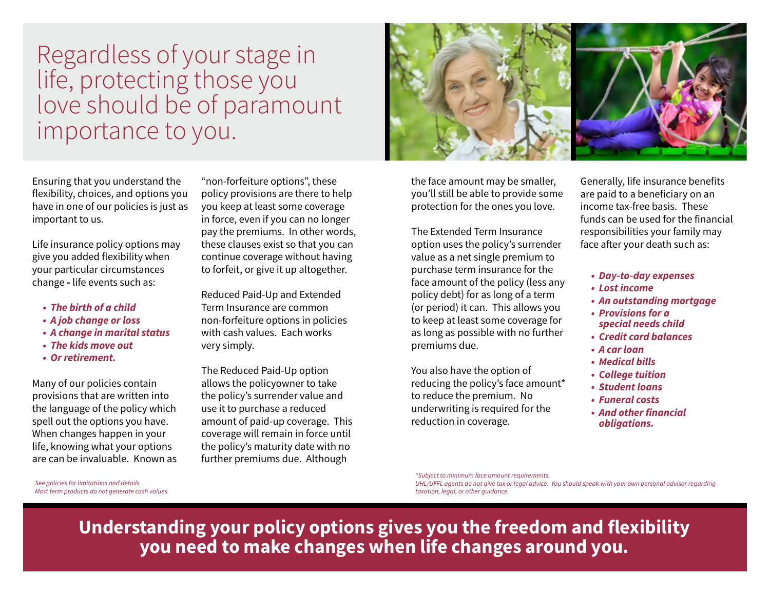# Regardless of your stage in life, protecting those you love should be of paramount importance to you.

Ensuring that you understand the flexibility, choices, and options you have in one of our policies is just as important to us.

Life insurance policy options may give you added flexibility when your particular circumstances change **-** life events such as:

- ***The birth of a child***
- ***A job change or loss***
- ***A change in marital status***
- ***The kids move out***
- ***Or retirement.***

Many of our policies contain provisions that are written into the language of the policy which spell out the options you have. When changes happen in your life, knowing what your options are can be invaluable. Known as "non-forfeiture options", these policy provisions are there to help you keep at least some coverage in force, even if you can no longer pay the premiums. In other words, these clauses exist so that you can continue coverage without having to forfeit, or give it up altogether.

Reduced Paid-Up and Extended Term Insurance are common non-forfeiture options in policies with cash values. Each works very simply.

The Reduced Paid-Up option allows the policyowner to take the policy's surrender value and use it to purchase a reduced amount of paid-up coverage. This coverage will remain in force until the policy's maturity date with no further premiums due. Although the face amount may be smaller, you'll still be able to provide some protection for the ones you love.

The Extended Term Insurance option uses the policy's surrender value as a net single premium to purchase term insurance for the face amount of the policy (less any policy debt) for as long of a term (or period) it can. This allows you to keep at least some coverage for as long as possible with no further premiums due.

You also have the option of reducing the policy's face amount* to reduce the premium. No underwriting is required for the reduction in coverage.

Generally, life insurance benefits are paid to a beneficiary on an income tax-free basis. These funds can be used for the financial responsibilities your family may face after your death such as:

- ***Day-to-day expenses***
- ***Lost income***
- ***An outstanding mortgage***
- ***Provisions for a special needs child***
- ***Credit card balances***
- ***A car loan***
- ***Medical bills***
- ***College tuition***
- ***Student loans***
- ***Funeral costs***
- ***And other financial obligations.***

*See policies for limitations and details.*
*Most term products do not generate cash values.*

*\*Subject to minimum face amount requirements.*
*UHL/UFFL agents do not give tax or legal advice. You should speak with your own personal advisor regarding taxation, legal, or other guidance.*

**Understanding your policy options gives you the freedom and flexibility you need to make changes when life changes around you.**